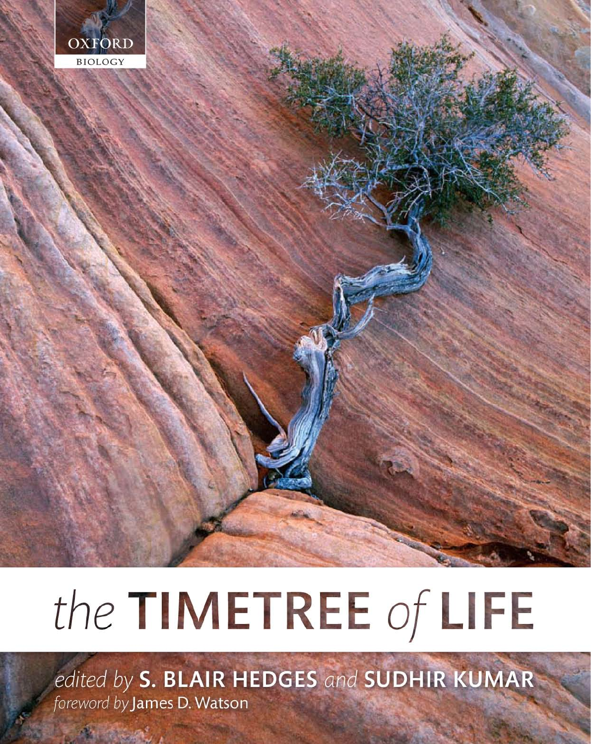OXFORD
BIOLOGY

# the TIMETREE of LIFE

*edited by* **S. BLAIR HEDGES** *and* **SUDHIR KUMAR**

*foreword by* James D. Watson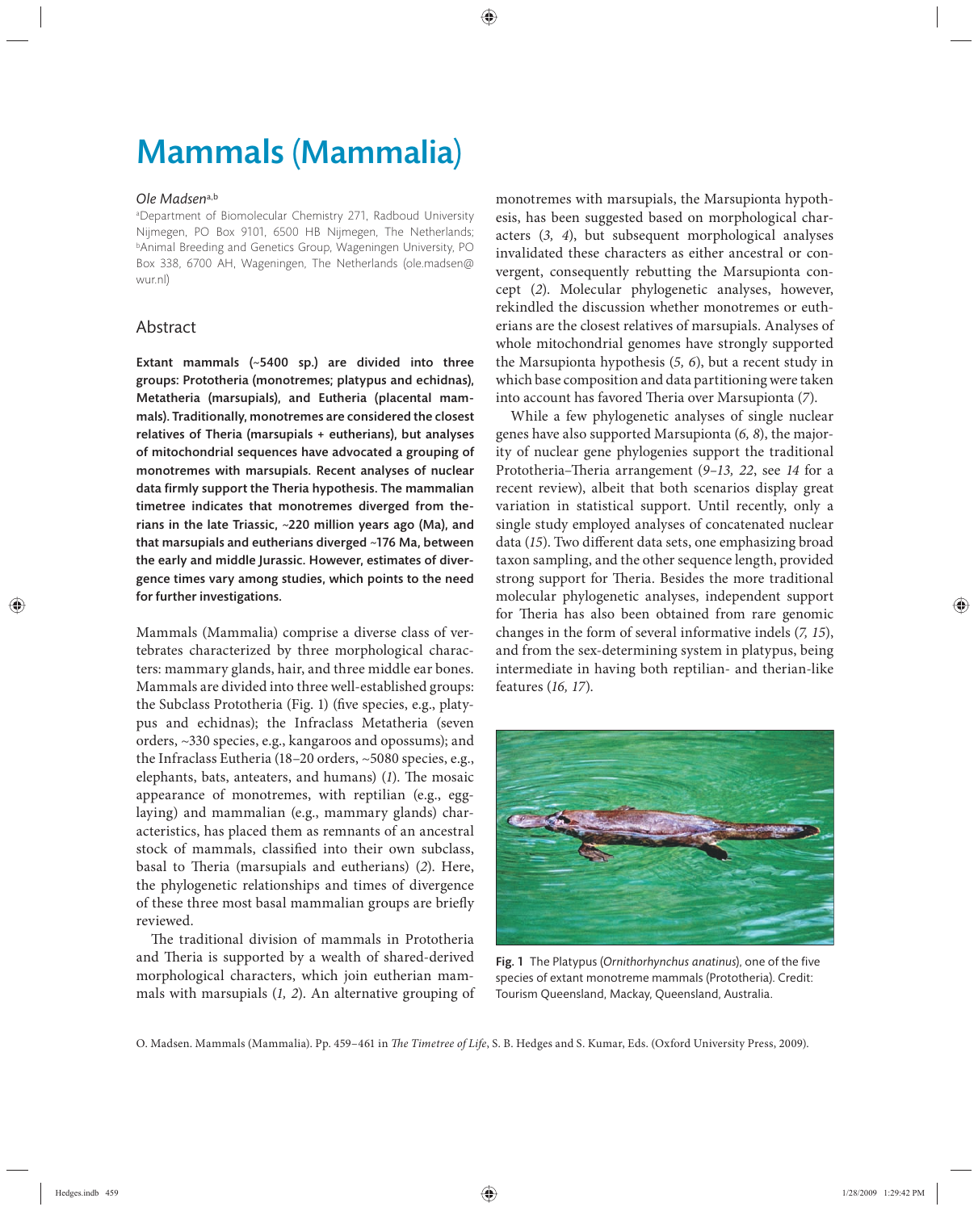# Mammals (Mammalia)

*Ole Madsen*[a,b]

[a]Department of Biomolecular Chemistry 271, Radboud University Nijmegen, PO Box 9101, 6500 HB Nijmegen, The Netherlands; [b]Animal Breeding and Genetics Group, Wageningen University, PO Box 338, 6700 AH, Wageningen, The Netherlands (ole.madsen@wur.nl)

## Abstract

**Extant mammals (~5400 sp.) are divided into three groups: Prototheria (monotremes; platypus and echidnas), Metatheria (marsupials), and Eutheria (placental mammals). Traditionally, monotremes are considered the closest relatives of Theria (marsupials + eutherians), but analyses of mitochondrial sequences have advocated a grouping of monotremes with marsupials. Recent analyses of nuclear data firmly support the Theria hypothesis. The mammalian timetree indicates that monotremes diverged from therians in the late Triassic, ~220 million years ago (Ma), and that marsupials and eutherians diverged ~176 Ma, between the early and middle Jurassic. However, estimates of divergence times vary among studies, which points to the need for further investigations.**

Mammals (Mammalia) comprise a diverse class of vertebrates characterized by three morphological characters: mammary glands, hair, and three middle ear bones. Mammals are divided into three well-established groups: the Subclass Prototheria (Fig. 1) (five species, e.g., platypus and echidnas); the Infraclass Metatheria (seven orders, ~330 species, e.g., kangaroos and opossums); and the Infraclass Eutheria (18–20 orders, ~5080 species, e.g., elephants, bats, anteaters, and humans) (*1*). The mosaic appearance of monotremes, with reptilian (e.g., egg-laying) and mammalian (e.g., mammary glands) characteristics, has placed them as remnants of an ancestral stock of mammals, classified into their own subclass, basal to Theria (marsupials and eutherians) (*2*). Here, the phylogenetic relationships and times of divergence of these three most basal mammalian groups are briefly reviewed.

The traditional division of mammals in Prototheria and Theria is supported by a wealth of shared-derived morphological characters, which join eutherian mammals with marsupials (*1, 2*). An alternative grouping of monotremes with marsupials, the Marsupionta hypothesis, has been suggested based on morphological characters (*3, 4*), but subsequent morphological analyses invalidated these characters as either ancestral or convergent, consequently rebutting the Marsupionta concept (*2*). Molecular phylogenetic analyses, however, rekindled the discussion whether monotremes or eutherians are the closest relatives of marsupials. Analyses of whole mitochondrial genomes have strongly supported the Marsupionta hypothesis (*5, 6*), but a recent study in which base composition and data partitioning were taken into account has favored Theria over Marsupionta (*7*).

While a few phylogenetic analyses of single nuclear genes have also supported Marsupionta (*6, 8*), the majority of nuclear gene phylogenies support the traditional Prototheria–Theria arrangement (*9–13, 22*, see *14* for a recent review), albeit that both scenarios display great variation in statistical support. Until recently, only a single study employed analyses of concatenated nuclear data (*15*). Two different data sets, one emphasizing broad taxon sampling, and the other sequence length, provided strong support for Theria. Besides the more traditional molecular phylogenetic analyses, independent support for Theria has also been obtained from rare genomic changes in the form of several informative indels (*7, 15*), and from the sex-determining system in platypus, being intermediate in having both reptilian- and therian-like features (*16, 17*).

**Fig. 1** The Platypus (*Ornithorhynchus anatinus*), one of the five species of extant monotreme mammals (Prototheria). Credit: Tourism Queensland, Mackay, Queensland, Australia.

O. Madsen. Mammals (Mammalia). Pp. 459–461 in *The Timetree of Life*, S. B. Hedges and S. Kumar, Eds. (Oxford University Press, 2009).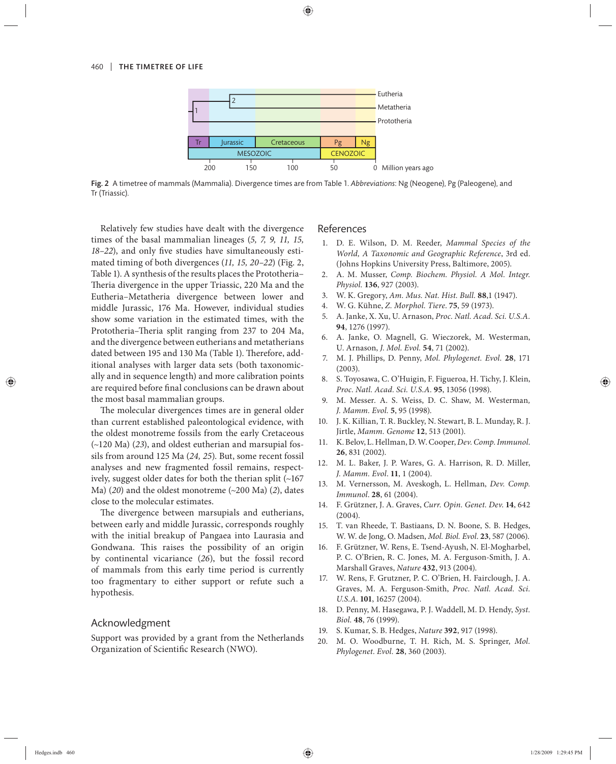Fig. 2 A timetree of mammals (Mammalia). Divergence times are from Table 1. *Abbreviations*: Ng (Neogene), Pg (Paleogene), and Tr (Triassic).

Relatively few studies have dealt with the divergence times of the basal mammalian lineages (*5, 7, 9, 11, 15, 18–22*), and only five studies have simultaneously estimated timing of both divergences (*11, 15, 20–22*) (Fig. 2, Table 1). A synthesis of the results places the Prototheria–Theria divergence in the upper Triassic, 220 Ma and the Eutheria–Metatheria divergence between lower and middle Jurassic, 176 Ma. However, individual studies show some variation in the estimated times, with the Prototheria–Theria split ranging from 237 to 204 Ma, and the divergence between eutherians and metatherians dated between 195 and 130 Ma (Table 1). Therefore, additional analyses with larger data sets (both taxonomically and in sequence length) and more calibration points are required before final conclusions can be drawn about the most basal mammalian groups.

The molecular divergences times are in general older than current established paleontological evidence, with the oldest monotreme fossils from the early Cretaceous (~120 Ma) (*23*), and oldest eutherian and marsupial fossils from around 125 Ma (*24, 25*). But, some recent fossil analyses and new fragmented fossil remains, respectively, suggest older dates for both the therian split (~167 Ma) (*20*) and the oldest monotreme (~200 Ma) (*2*), dates close to the molecular estimates.

The divergence between marsupials and eutherians, between early and middle Jurassic, corresponds roughly with the initial breakup of Pangaea into Laurasia and Gondwana. This raises the possibility of an origin by continental vicariance (*26*), but the fossil record of mammals from this early time period is currently too fragmentary to either support or refute such a hypothesis.

## Acknowledgment

Support was provided by a grant from the Netherlands Organization of Scientific Research (NWO).

## References

1. D. E. Wilson, D. M. Reeder, *Mammal Species of the World, A Taxonomic and Geographic Reference*, 3rd ed. (Johns Hopkins University Press, Baltimore, 2005).
2. A. M. Musser, *Comp. Biochem. Physiol. A Mol. Integr. Physiol.* **136**, 927 (2003).
3. W. K. Gregory, *Am. Mus. Nat. Hist. Bull.* **88**,1 (1947).
4. W. G. Kühne, *Z. Morphol. Tiere.* **75**, 59 (1973).
5. A. Janke, X. Xu, U. Arnason, *Proc. Natl. Acad. Sci. U.S.A.* **94**, 1276 (1997).
6. A. Janke, O. Magnell, G. Wieczorek, M. Westerman, U. Arnason, *J. Mol. Evol.* **54**, 71 (2002).
7. M. J. Phillips, D. Penny, *Mol. Phylogenet. Evol.* **28**, 171 (2003).
8. S. Toyosawa, C. O'Huigin, F. Figueroa, H. Tichy, J. Klein, *Proc. Natl. Acad. Sci. U.S.A.* **95**, 13056 (1998).
9. M. Messer. A. S. Weiss, D. C. Shaw, M. Westerman, *J. Mamm. Evol.* **5**, 95 (1998).
10. J. K. Killian, T. R. Buckley, N. Stewart, B. L. Munday, R. J. Jirtle, *Mamm. Genome* **12**, 513 (2001).
11. K. Belov, L. Hellman, D. W. Cooper, *Dev. Comp. Immunol.* **26**, 831 (2002).
12. M. L. Baker, J. P. Wares, G. A. Harrison, R. D. Miller, *J. Mamm. Evol.* **11**, 1 (2004).
13. M. Vernersson, M. Aveskogh, L. Hellman, *Dev. Comp. Immunol.* **28**, 61 (2004).
14. F. Grützner, J. A. Graves, *Curr. Opin. Genet. Dev.* **14**, 642 (2004).
15. T. van Rheede, T. Bastiaans, D. N. Boone, S. B. Hedges, W. W. de Jong, O. Madsen, *Mol. Biol. Evol.* **23**, 587 (2006).
16. F. Grützner, W. Rens, E. Tsend-Ayush, N. El-Mogharbel, P. C. O'Brien, R. C. Jones, M. A. Ferguson-Smith, J. A. Marshall Graves, *Nature* **432**, 913 (2004).
17. W. Rens, F. Grutzner, P. C. O'Brien, H. Fairclough, J. A. Graves, M. A. Ferguson-Smith, *Proc. Natl. Acad. Sci. U.S.A.* **101**, 16257 (2004).
18. D. Penny, M. Hasegawa, P. J. Waddell, M. D. Hendy, *Syst. Biol.* **48**, 76 (1999).
19. S. Kumar, S. B. Hedges, *Nature* **392**, 917 (1998).
20. M. O. Woodburne, T. H. Rich, M. S. Springer, *Mol. Phylogenet. Evol.* **28**, 360 (2003).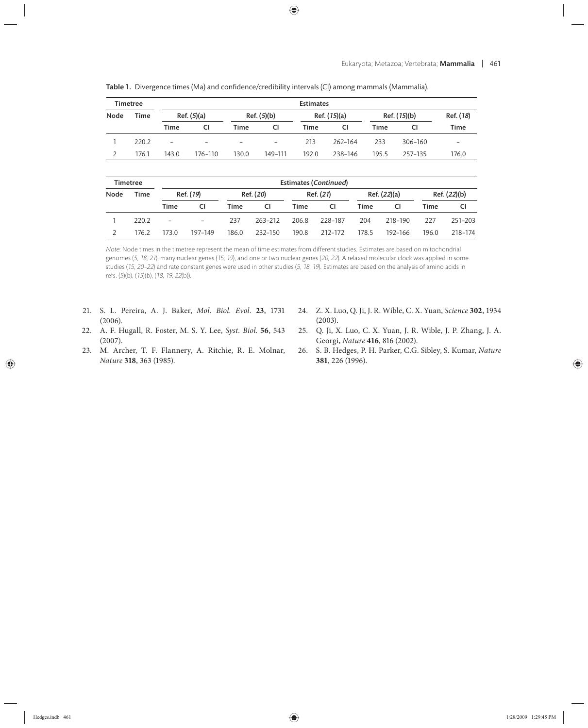**Table 1.** Divergence times (Ma) and confidence/credibility intervals (CI) among mammals (Mammalia).

| Timetree | | Estimates | | | | | | | | |
|---|---|---|---|---|---|---|---|---|---|---|
| Node | Time | Ref. (*5*)(a) | | Ref. (*5*)(b) | | Ref. (*15*)(a) | | Ref. (*15*)(b) | | Ref. (*18*) |
| | | Time | CI | Time | CI | Time | CI | Time | CI | Time |
| 1 | 220.2 | – | – | – | – | 213 | 262–164 | 233 | 306–160 | – |
| 2 | 176.1 | 143.0 | 176–110 | 130.0 | 149–111 | 192.0 | 238–146 | 195.5 | 257–135 | 176.0 |

| Timetree | | Estimates (*Continued*) | | | | | | | | | |
|---|---|---|---|---|---|---|---|---|---|---|---|
| Node | Time | Ref. (*19*) | | Ref. (*20*) | | Ref. (*21*) | | Ref. (*22*)(a) | | Ref. (*22*)(b) | |
| | | Time | CI | Time | CI | Time | CI | Time | CI | Time | CI |
| 1 | 220.2 | – | – | 237 | 263–212 | 206.8 | 228–187 | 204 | 218–190 | 227 | 251–203 |
| 2 | 176.2 | 173.0 | 197–149 | 186.0 | 232–150 | 190.8 | 212–172 | 178.5 | 192–166 | 196.0 | 218–174 |

*Note*: Node times in the timetree represent the mean of time estimates from different studies. Estimates are based on mitochondrial genomes (*5, 18, 21*), many nuclear genes (*15, 19*), and one or two nuclear genes (*20, 22*). A relaxed molecular clock was applied in some studies (*15, 20–22*) and rate constant genes were used in other studies (*5, 18, 19*). Estimates are based on the analysis of amino acids in refs. (*5*)(b), (*15*)(b), (*18, 19, 22*(b)).

21. S. L. Pereira, A. J. Baker, *Mol. Biol. Evol.* **23**, 1731 (2006).
22. A. F. Hugall, R. Foster, M. S. Y. Lee, *Syst. Biol.* **56**, 543 (2007).
23. M. Archer, T. F. Flannery, A. Ritchie, R. E. Molnar, *Nature* **318**, 363 (1985).
24. Z. X. Luo, Q. Ji, J. R. Wible, C. X. Yuan, *Science* **302**, 1934 (2003).
25. Q. Ji, X. Luo, C. X. Yuan, J. R. Wible, J. P. Zhang, J. A. Georgi, *Nature* **416**, 816 (2002).
26. S. B. Hedges, P. H. Parker, C.G. Sibley, S. Kumar, *Nature* **381**, 226 (1996).